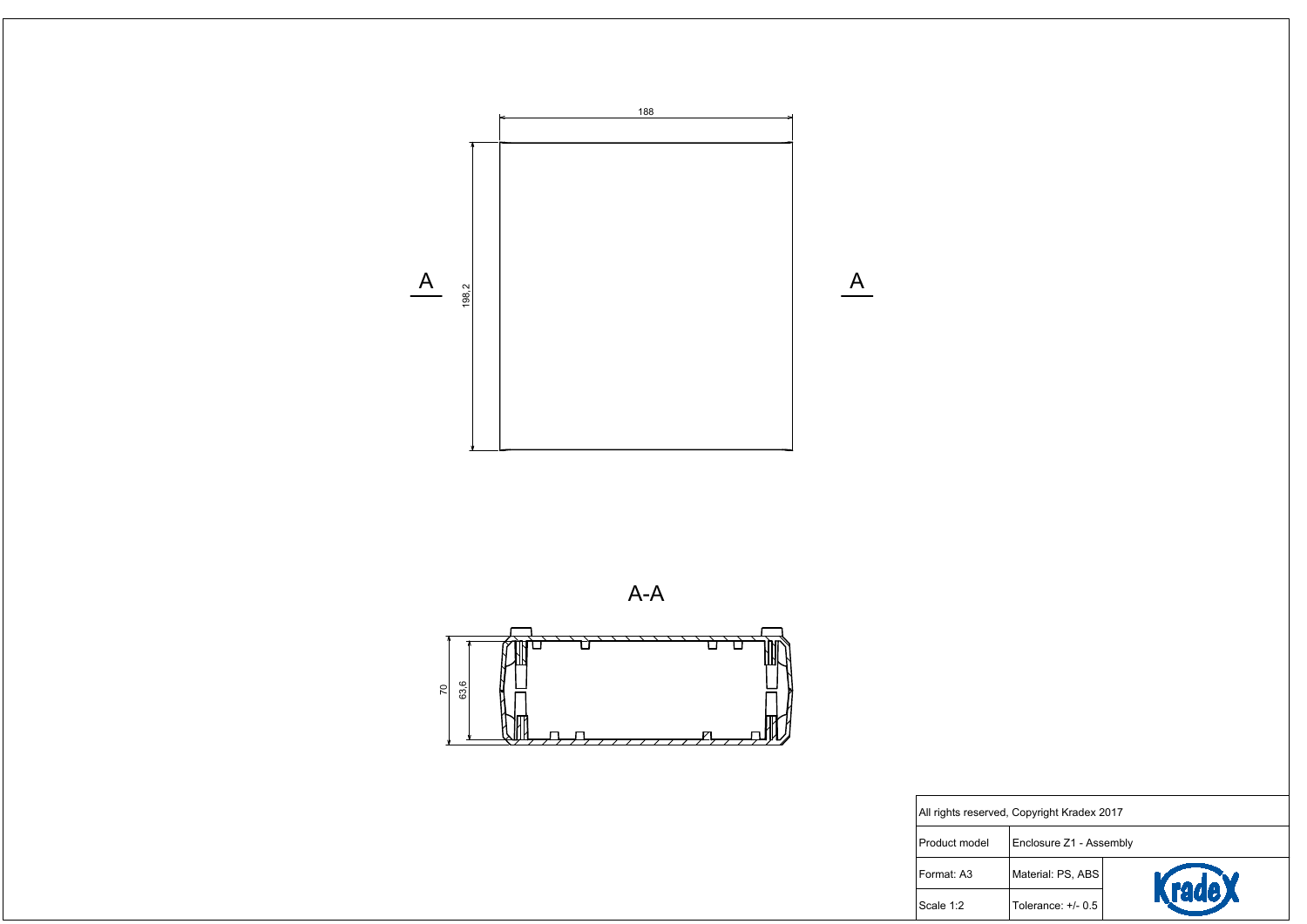188

A

198,2

A

A-A

70

63,6

| All rights reserved, Copyright Kradex 2017 | | |
| --- | --- | --- |
| Product model | Enclosure Z1 - Assembly | |
| Format: A3 | Material: PS, ABS | Kradex |
| Scale 1:2 | Tolerance: +/- 0.5 | |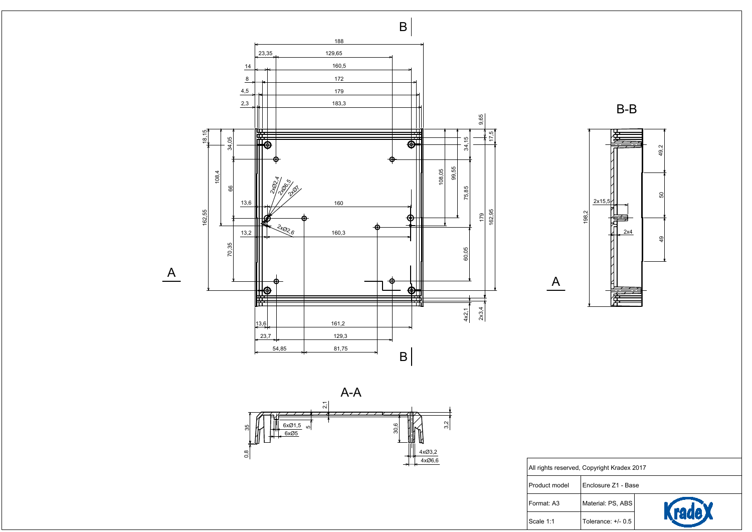B | B

A-A

B-B

A

A

| All rights reserved, Copyright Kradex 2017 | |
|---|---|
| Product model | Enclosure Z1 - Base |
| Format: A3 | Material: PS, ABS |
| Scale 1:1 | Tolerance: +/- 0.5 |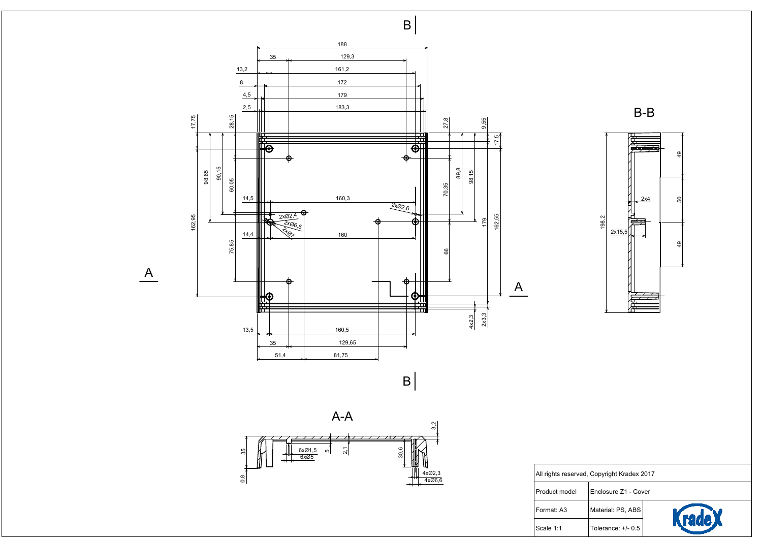B

188

35 | 129,3

13,2 | 161,2

8 | 172

4,5 | 179

2,5 | 183,3

17,75 | 28,15 | 27,8 | 9,55 | 17,5

98,65 | 90,15 | 60,05 | 70,35 | 89,8 | 98,15 | 179 | 162,55

14,5 | 160,3

2xØ2,4 | 2xØ6,5 | 2xØ7 | 2xØ2,6

162,95

14,4 | 160

75,85 | 66

A | A

4x2,3 | 2x3,3

13,5 | 160,5

35 | 129,65

51,4 | 81,75

B

## B-B

49 | 50 | 49

198,2

2x4

2x15,5

## A-A

3,2

35 | 6xØ1,5 | 6xØ5 | 5 | 2,1 | 30,6

0,8 | 4xØ2,3 | 4xØ6,6

| All rights reserved, Copyright Kradex 2017 | | |
|---|---|---|
| Product model | Enclosure Z1 - Cover | |
| Format: A3 | Material: PS, ABS | Kradex |
| Scale 1:1 | Tolerance: +/- 0.5 | |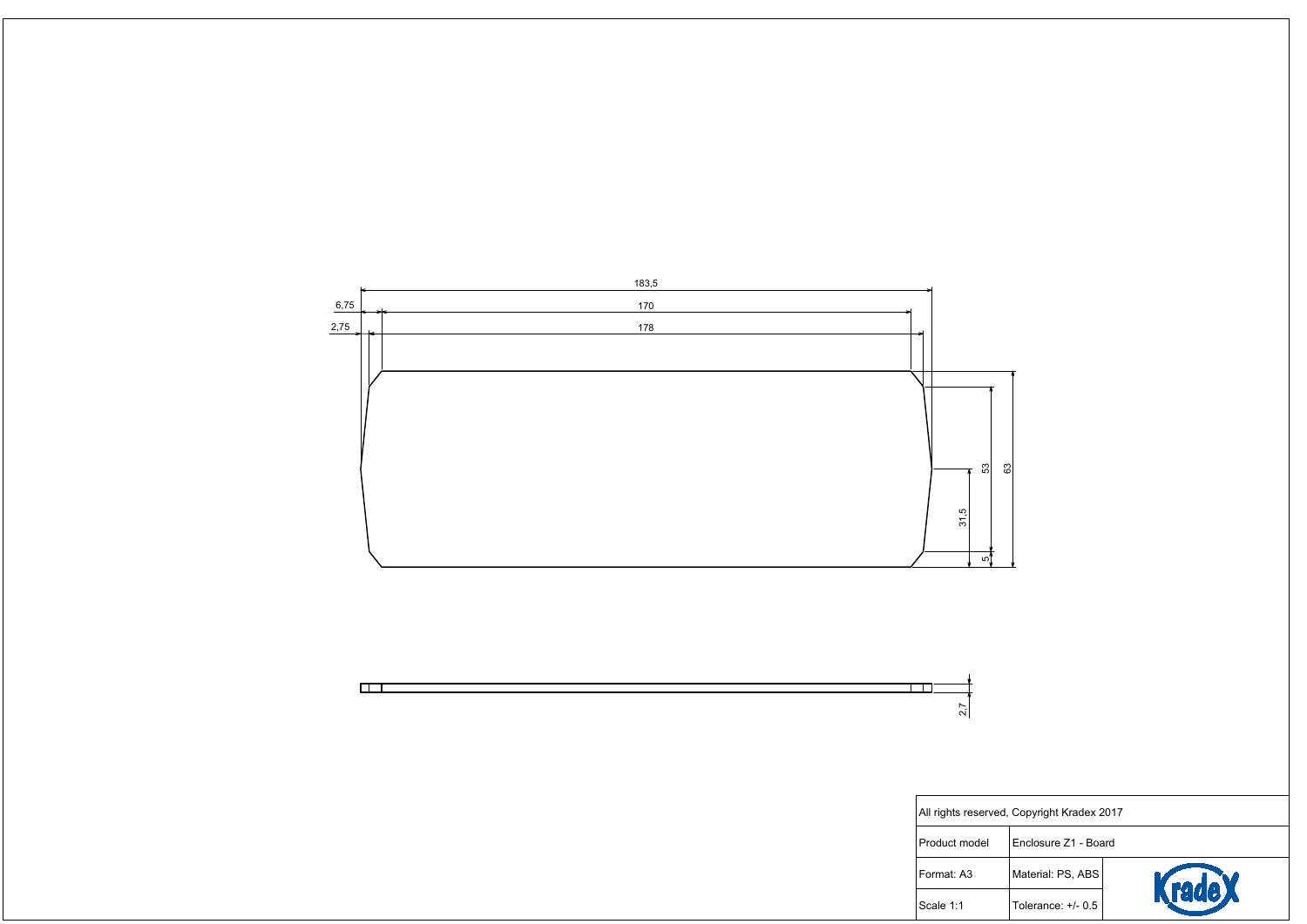183,5

6,75

170

2,75

178

53

63

31,5

5

2,7

| All rights reserved, Copyright Kradex 2017 | | |
|---|---|---|
| Product model | Enclosure Z1 - Board | |
| Format: A3 | Material: PS, ABS | Kradex |
| Scale 1:1 | Tolerance: +/- 0.5 | |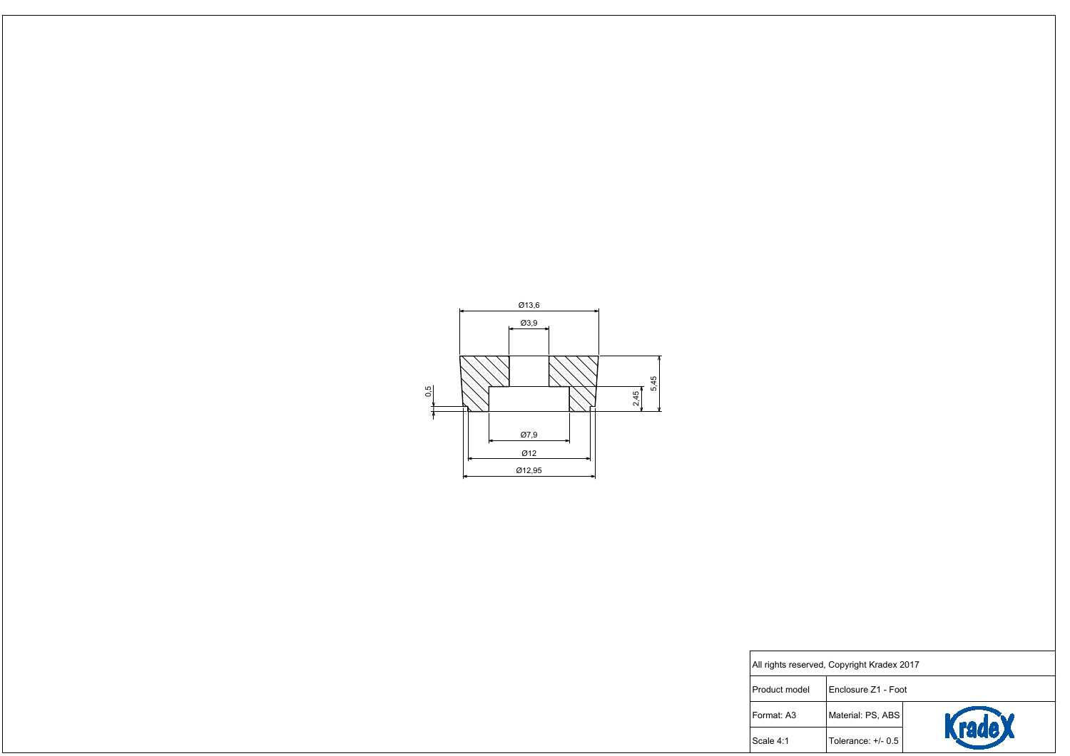Ø13,6

Ø3,9

0,5

2,45

5,45

Ø7,9

Ø12

Ø12,95

| | | |
|---|---|---|
| All rights reserved, Copyright Kradex 2017 | | |
| Product model | Enclosure Z1 - Foot | |
| Format: A3 | Material: PS, ABS | Kradex |
| Scale 4:1 | Tolerance: +/- 0.5 | |